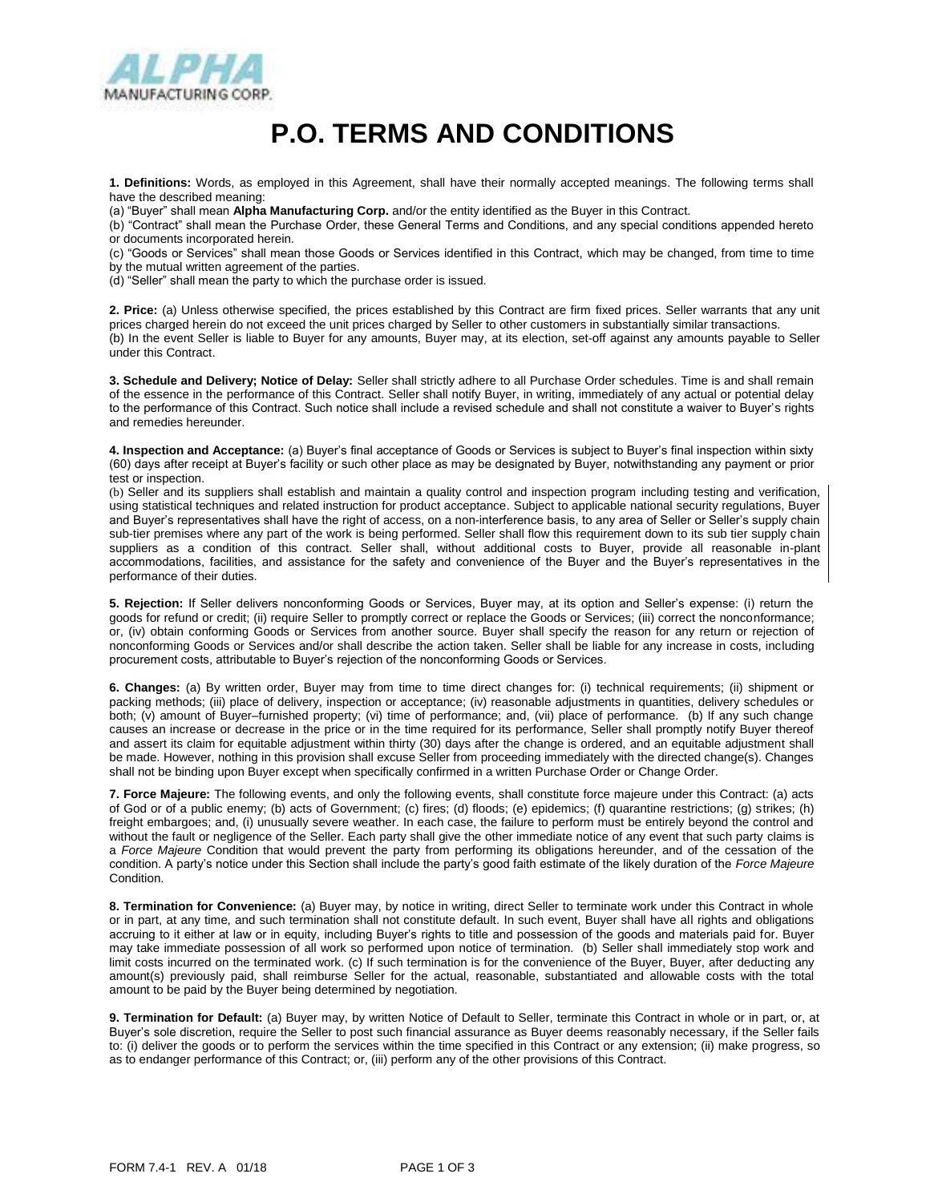ALPHA MANUFACTURING CORP.

# P.O. TERMS AND CONDITIONS

**1. Definitions:** Words, as employed in this Agreement, shall have their normally accepted meanings. The following terms shall have the described meaning:

(a) "Buyer" shall mean **Alpha Manufacturing Corp.** and/or the entity identified as the Buyer in this Contract.

(b) "Contract" shall mean the Purchase Order, these General Terms and Conditions, and any special conditions appended hereto or documents incorporated herein.

(c) "Goods or Services" shall mean those Goods or Services identified in this Contract, which may be changed, from time to time by the mutual written agreement of the parties.

(d) "Seller" shall mean the party to which the purchase order is issued.

**2. Price:** (a) Unless otherwise specified, the prices established by this Contract are firm fixed prices. Seller warrants that any unit prices charged herein do not exceed the unit prices charged by Seller to other customers in substantially similar transactions.
(b) In the event Seller is liable to Buyer for any amounts, Buyer may, at its election, set-off against any amounts payable to Seller under this Contract.

**3. Schedule and Delivery; Notice of Delay:** Seller shall strictly adhere to all Purchase Order schedules. Time is and shall remain of the essence in the performance of this Contract. Seller shall notify Buyer, in writing, immediately of any actual or potential delay to the performance of this Contract. Such notice shall include a revised schedule and shall not constitute a waiver to Buyer's rights and remedies hereunder.

**4. Inspection and Acceptance:** (a) Buyer's final acceptance of Goods or Services is subject to Buyer's final inspection within sixty (60) days after receipt at Buyer's facility or such other place as may be designated by Buyer, notwithstanding any payment or prior test or inspection.
(b) Seller and its suppliers shall establish and maintain a quality control and inspection program including testing and verification, using statistical techniques and related instruction for product acceptance. Subject to applicable national security regulations, Buyer and Buyer's representatives shall have the right of access, on a non-interference basis, to any area of Seller or Seller's supply chain sub-tier premises where any part of the work is being performed. Seller shall flow this requirement down to its sub tier supply chain suppliers as a condition of this contract. Seller shall, without additional costs to Buyer, provide all reasonable in-plant accommodations, facilities, and assistance for the safety and convenience of the Buyer and the Buyer's representatives in the performance of their duties.

**5. Rejection:** If Seller delivers nonconforming Goods or Services, Buyer may, at its option and Seller's expense: (i) return the goods for refund or credit; (ii) require Seller to promptly correct or replace the Goods or Services; (iii) correct the nonconformance; or, (iv) obtain conforming Goods or Services from another source. Buyer shall specify the reason for any return or rejection of nonconforming Goods or Services and/or shall describe the action taken. Seller shall be liable for any increase in costs, including procurement costs, attributable to Buyer's rejection of the nonconforming Goods or Services.

**6. Changes:** (a) By written order, Buyer may from time to time direct changes for: (i) technical requirements; (ii) shipment or packing methods; (iii) place of delivery, inspection or acceptance; (iv) reasonable adjustments in quantities, delivery schedules or both; (v) amount of Buyer–furnished property; (vi) time of performance; and, (vii) place of performance. (b) If any such change causes an increase or decrease in the price or in the time required for its performance, Seller shall promptly notify Buyer thereof and assert its claim for equitable adjustment within thirty (30) days after the change is ordered, and an equitable adjustment shall be made. However, nothing in this provision shall excuse Seller from proceeding immediately with the directed change(s). Changes shall not be binding upon Buyer except when specifically confirmed in a written Purchase Order or Change Order.

**7. Force Majeure:** The following events, and only the following events, shall constitute force majeure under this Contract: (a) acts of God or of a public enemy; (b) acts of Government; (c) fires; (d) floods; (e) epidemics; (f) quarantine restrictions; (g) strikes; (h) freight embargoes; and, (i) unusually severe weather. In each case, the failure to perform must be entirely beyond the control and without the fault or negligence of the Seller. Each party shall give the other immediate notice of any event that such party claims is a *Force Majeure* Condition that would prevent the party from performing its obligations hereunder, and of the cessation of the condition. A party's notice under this Section shall include the party's good faith estimate of the likely duration of the *Force Majeure* Condition.

**8. Termination for Convenience:** (a) Buyer may, by notice in writing, direct Seller to terminate work under this Contract in whole or in part, at any time, and such termination shall not constitute default. In such event, Buyer shall have all rights and obligations accruing to it either at law or in equity, including Buyer's rights to title and possession of the goods and materials paid for. Buyer may take immediate possession of all work so performed upon notice of termination. (b) Seller shall immediately stop work and limit costs incurred on the terminated work. (c) If such termination is for the convenience of the Buyer, Buyer, after deducting any amount(s) previously paid, shall reimburse Seller for the actual, reasonable, substantiated and allowable costs with the total amount to be paid by the Buyer being determined by negotiation.

**9. Termination for Default:** (a) Buyer may, by written Notice of Default to Seller, terminate this Contract in whole or in part, or, at Buyer's sole discretion, require the Seller to post such financial assurance as Buyer deems reasonably necessary, if the Seller fails to: (i) deliver the goods or to perform the services within the time specified in this Contract or any extension; (ii) make progress, so as to endanger performance of this Contract; or, (iii) perform any of the other provisions of this Contract.

FORM 7.4-1 REV. A 01/18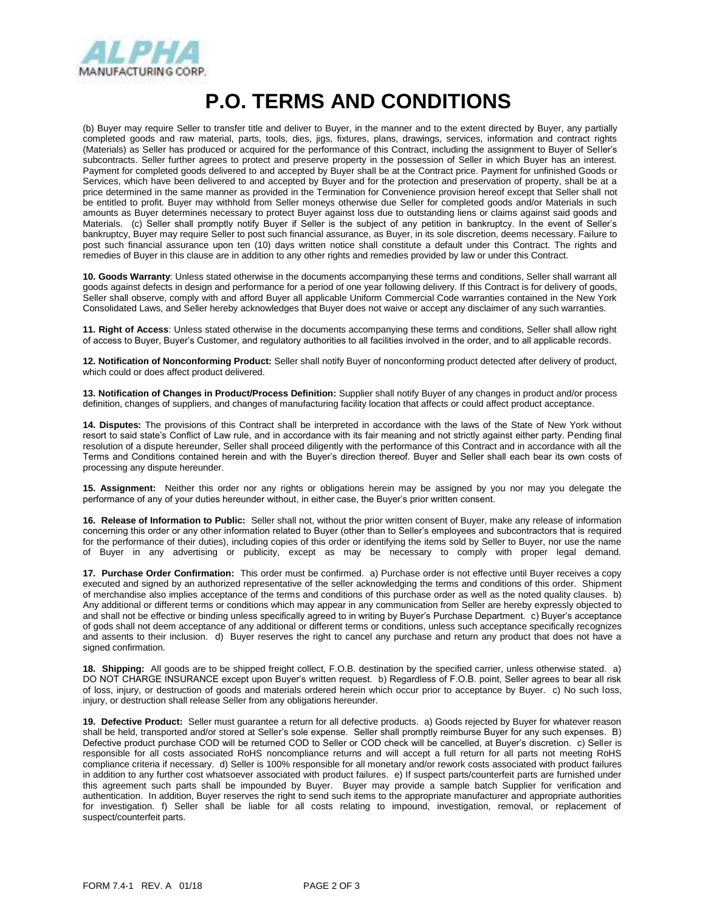# P.O. TERMS AND CONDITIONS

(b) Buyer may require Seller to transfer title and deliver to Buyer, in the manner and to the extent directed by Buyer, any partially completed goods and raw material, parts, tools, dies, jigs, fixtures, plans, drawings, services, information and contract rights (Materials) as Seller has produced or acquired for the performance of this Contract, including the assignment to Buyer of Seller's subcontracts. Seller further agrees to protect and preserve property in the possession of Seller in which Buyer has an interest. Payment for completed goods delivered to and accepted by Buyer shall be at the Contract price. Payment for unfinished Goods or Services, which have been delivered to and accepted by Buyer and for the protection and preservation of property, shall be at a price determined in the same manner as provided in the Termination for Convenience provision hereof except that Seller shall not be entitled to profit. Buyer may withhold from Seller moneys otherwise due Seller for completed goods and/or Materials in such amounts as Buyer determines necessary to protect Buyer against loss due to outstanding liens or claims against said goods and Materials. (c) Seller shall promptly notify Buyer if Seller is the subject of any petition in bankruptcy. In the event of Seller's bankruptcy, Buyer may require Seller to post such financial assurance, as Buyer, in its sole discretion, deems necessary. Failure to post such financial assurance upon ten (10) days written notice shall constitute a default under this Contract. The rights and remedies of Buyer in this clause are in addition to any other rights and remedies provided by law or under this Contract.

**10. Goods Warranty**: Unless stated otherwise in the documents accompanying these terms and conditions, Seller shall warrant all goods against defects in design and performance for a period of one year following delivery. If this Contract is for delivery of goods, Seller shall observe, comply with and afford Buyer all applicable Uniform Commercial Code warranties contained in the New York Consolidated Laws, and Seller hereby acknowledges that Buyer does not waive or accept any disclaimer of any such warranties.

**11. Right of Access**: Unless stated otherwise in the documents accompanying these terms and conditions, Seller shall allow right of access to Buyer, Buyer's Customer, and regulatory authorities to all facilities involved in the order, and to all applicable records.

**12. Notification of Nonconforming Product:** Seller shall notify Buyer of nonconforming product detected after delivery of product, which could or does affect product delivered.

**13. Notification of Changes in Product/Process Definition:** Supplier shall notify Buyer of any changes in product and/or process definition, changes of suppliers, and changes of manufacturing facility location that affects or could affect product acceptance.

**14. Disputes:** The provisions of this Contract shall be interpreted in accordance with the laws of the State of New York without resort to said state's Conflict of Law rule, and in accordance with its fair meaning and not strictly against either party. Pending final resolution of a dispute hereunder, Seller shall proceed diligently with the performance of this Contract and in accordance with all the Terms and Conditions contained herein and with the Buyer's direction thereof. Buyer and Seller shall each bear its own costs of processing any dispute hereunder.

**15. Assignment:** Neither this order nor any rights or obligations herein may be assigned by you nor may you delegate the performance of any of your duties hereunder without, in either case, the Buyer's prior written consent.

**16. Release of Information to Public:** Seller shall not, without the prior written consent of Buyer, make any release of information concerning this order or any other information related to Buyer (other than to Seller's employees and subcontractors that is required for the performance of their duties), including copies of this order or identifying the items sold by Seller to Buyer, nor use the name of Buyer in any advertising or publicity, except as may be necessary to comply with proper legal demand.

**17. Purchase Order Confirmation:** This order must be confirmed. a) Purchase order is not effective until Buyer receives a copy executed and signed by an authorized representative of the seller acknowledging the terms and conditions of this order. Shipment of merchandise also implies acceptance of the terms and conditions of this purchase order as well as the noted quality clauses. b) Any additional or different terms or conditions which may appear in any communication from Seller are hereby expressly objected to and shall not be effective or binding unless specifically agreed to in writing by Buyer's Purchase Department. c) Buyer's acceptance of gods shall not deem acceptance of any additional or different terms or conditions, unless such acceptance specifically recognizes and assents to their inclusion. d) Buyer reserves the right to cancel any purchase and return any product that does not have a signed confirmation.

**18. Shipping:** All goods are to be shipped freight collect, F.O.B. destination by the specified carrier, unless otherwise stated. a) DO NOT CHARGE INSURANCE except upon Buyer's written request. b) Regardless of F.O.B. point, Seller agrees to bear all risk of loss, injury, or destruction of goods and materials ordered herein which occur prior to acceptance by Buyer. c) No such loss, injury, or destruction shall release Seller from any obligations hereunder.

**19. Defective Product:** Seller must guarantee a return for all defective products. a) Goods rejected by Buyer for whatever reason shall be held, transported and/or stored at Seller's sole expense. Seller shall promptly reimburse Buyer for any such expenses. B) Defective product purchase COD will be returned COD to Seller or COD check will be cancelled, at Buyer's discretion. c) Seller is responsible for all costs associated RoHS noncompliance returns and will accept a full return for all parts not meeting RoHS compliance criteria if necessary. d) Seller is 100% responsible for all monetary and/or rework costs associated with product failures in addition to any further cost whatsoever associated with product failures. e) If suspect parts/counterfeit parts are furnished under this agreement such parts shall be impounded by Buyer. Buyer may provide a sample batch Supplier for verification and authentication. In addition, Buyer reserves the right to send such items to the appropriate manufacturer and appropriate authorities for investigation. f) Seller shall be liable for all costs relating to impound, investigation, removal, or replacement of suspect/counterfeit parts.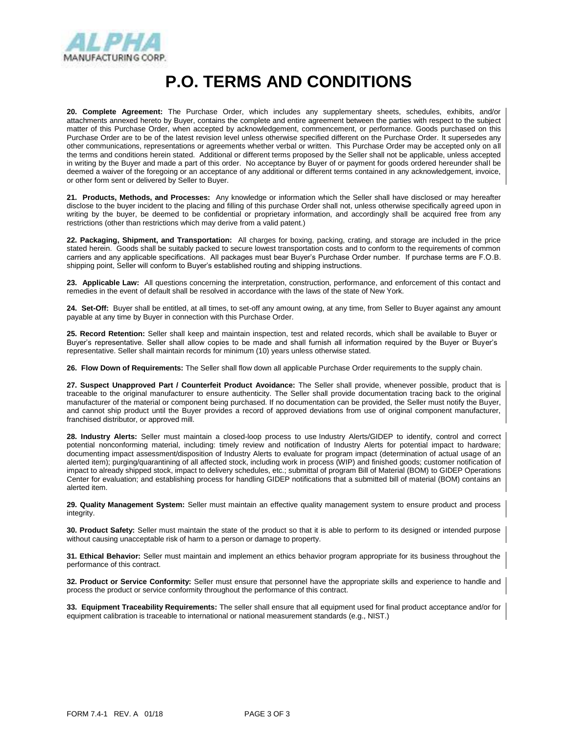ALPHA MANUFACTURING CORP.

# P.O. TERMS AND CONDITIONS

**20. Complete Agreement:** The Purchase Order, which includes any supplementary sheets, schedules, exhibits, and/or attachments annexed hereto by Buyer, contains the complete and entire agreement between the parties with respect to the subject matter of this Purchase Order, when accepted by acknowledgement, commencement, or performance. Goods purchased on this Purchase Order are to be of the latest revision level unless otherwise specified different on the Purchase Order. It supersedes any other communications, representations or agreements whether verbal or written. This Purchase Order may be accepted only on all the terms and conditions herein stated. Additional or different terms proposed by the Seller shall not be applicable, unless accepted in writing by the Buyer and made a part of this order. No acceptance by Buyer of or payment for goods ordered hereunder shall be deemed a waiver of the foregoing or an acceptance of any additional or different terms contained in any acknowledgement, invoice, or other form sent or delivered by Seller to Buyer.

**21. Products, Methods, and Processes:** Any knowledge or information which the Seller shall have disclosed or may hereafter disclose to the buyer incident to the placing and filling of this purchase Order shall not, unless otherwise specifically agreed upon in writing by the buyer, be deemed to be confidential or proprietary information, and accordingly shall be acquired free from any restrictions (other than restrictions which may derive from a valid patent.)

**22. Packaging, Shipment, and Transportation:** All charges for boxing, packing, crating, and storage are included in the price stated herein. Goods shall be suitably packed to secure lowest transportation costs and to conform to the requirements of common carriers and any applicable specifications. All packages must bear Buyer's Purchase Order number. If purchase terms are F.O.B. shipping point, Seller will conform to Buyer's established routing and shipping instructions.

**23. Applicable Law:** All questions concerning the interpretation, construction, performance, and enforcement of this contact and remedies in the event of default shall be resolved in accordance with the laws of the state of New York.

**24. Set-Off:** Buyer shall be entitled, at all times, to set-off any amount owing, at any time, from Seller to Buyer against any amount payable at any time by Buyer in connection with this Purchase Order.

**25. Record Retention:** Seller shall keep and maintain inspection, test and related records, which shall be available to Buyer or Buyer's representative. Seller shall allow copies to be made and shall furnish all information required by the Buyer or Buyer's representative. Seller shall maintain records for minimum (10) years unless otherwise stated.

**26. Flow Down of Requirements:** The Seller shall flow down all applicable Purchase Order requirements to the supply chain.

**27. Suspect Unapproved Part / Counterfeit Product Avoidance:** The Seller shall provide, whenever possible, product that is traceable to the original manufacturer to ensure authenticity. The Seller shall provide documentation tracing back to the original manufacturer of the material or component being purchased. If no documentation can be provided, the Seller must notify the Buyer, and cannot ship product until the Buyer provides a record of approved deviations from use of original component manufacturer, franchised distributor, or approved mill.

**28. Industry Alerts:** Seller must maintain a closed-loop process to use Industry Alerts/GIDEP to identify, control and correct potential nonconforming material, including: timely review and notification of Industry Alerts for potential impact to hardware; documenting impact assessment/disposition of Industry Alerts to evaluate for program impact (determination of actual usage of an alerted item); purging/quarantining of all affected stock, including work in process (WIP) and finished goods; customer notification of impact to already shipped stock, impact to delivery schedules, etc.; submittal of program Bill of Material (BOM) to GIDEP Operations Center for evaluation; and establishing process for handling GIDEP notifications that a submitted bill of material (BOM) contains an alerted item.

**29. Quality Management System:** Seller must maintain an effective quality management system to ensure product and process integrity.

**30. Product Safety:** Seller must maintain the state of the product so that it is able to perform to its designed or intended purpose without causing unacceptable risk of harm to a person or damage to property.

**31. Ethical Behavior:** Seller must maintain and implement an ethics behavior program appropriate for its business throughout the performance of this contract.

**32. Product or Service Conformity:** Seller must ensure that personnel have the appropriate skills and experience to handle and process the product or service conformity throughout the performance of this contract.

**33. Equipment Traceability Requirements:** The seller shall ensure that all equipment used for final product acceptance and/or for equipment calibration is traceable to international or national measurement standards (e.g., NIST.)

FORM 7.4-1 REV. A 01/18